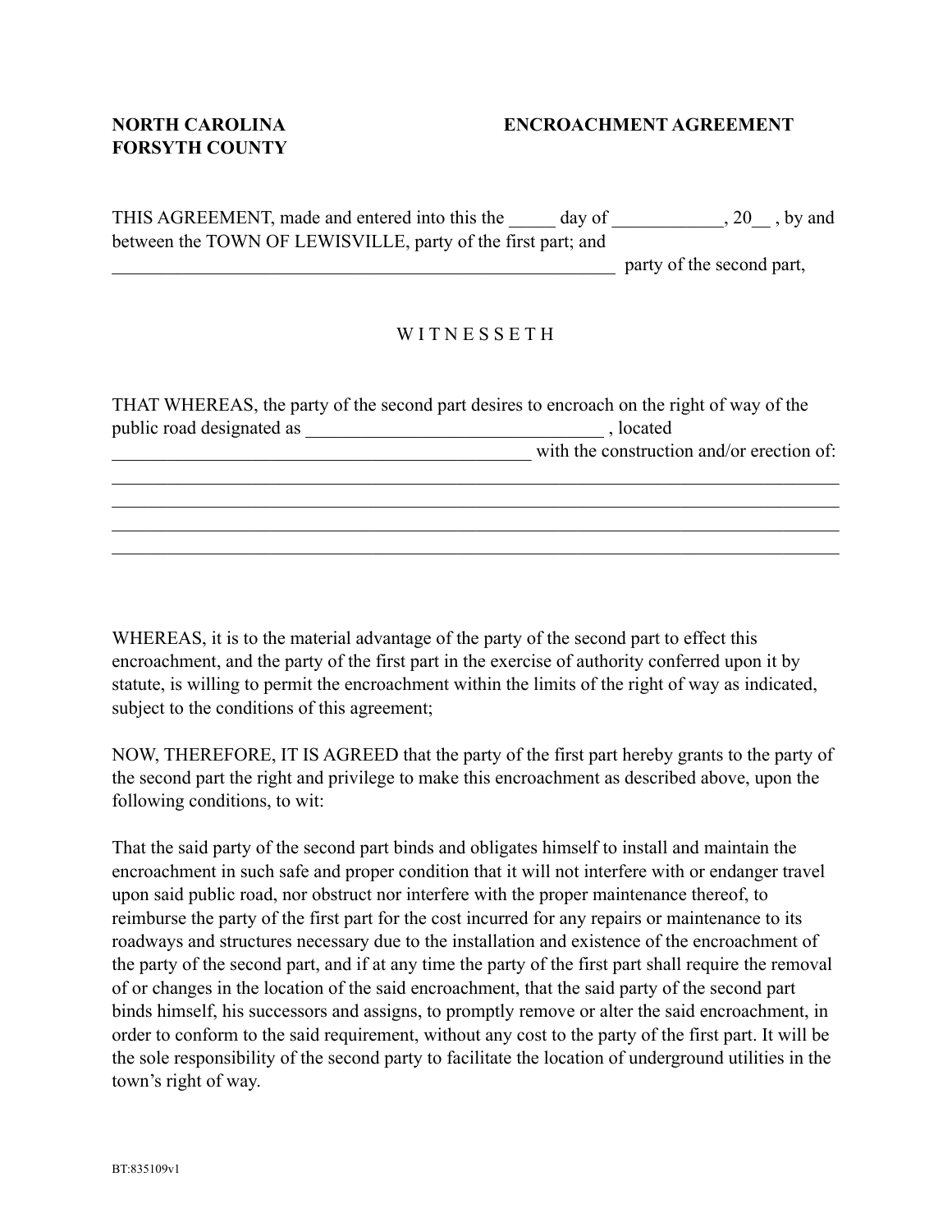**NORTH CAROLINA**
**FORSYTH COUNTY**

**ENCROACHMENT AGREEMENT**

THIS AGREEMENT, made and entered into this the _____ day of ____________, 20__ , by and between the TOWN OF LEWISVILLE, party of the first part; and _________________________________________________________ party of the second part,

W I T N E S S E T H

THAT WHEREAS, the party of the second part desires to encroach on the right of way of the public road designated as ________________________________ , located _______________________________________________ with the construction and/or erection of:
_________________________________________________________________________________
_________________________________________________________________________________
_________________________________________________________________________________
_________________________________________________________________________________

WHEREAS, it is to the material advantage of the party of the second part to effect this encroachment, and the party of the first part in the exercise of authority conferred upon it by statute, is willing to permit the encroachment within the limits of the right of way as indicated, subject to the conditions of this agreement;

NOW, THEREFORE, IT IS AGREED that the party of the first part hereby grants to the party of the second part the right and privilege to make this encroachment as described above, upon the following conditions, to wit:

That the said party of the second part binds and obligates himself to install and maintain the encroachment in such safe and proper condition that it will not interfere with or endanger travel upon said public road, nor obstruct nor interfere with the proper maintenance thereof, to reimburse the party of the first part for the cost incurred for any repairs or maintenance to its roadways and structures necessary due to the installation and existence of the encroachment of the party of the second part, and if at any time the party of the first part shall require the removal of or changes in the location of the said encroachment, that the said party of the second part binds himself, his successors and assigns, to promptly remove or alter the said encroachment, in order to conform to the said requirement, without any cost to the party of the first part. It will be the sole responsibility of the second party to facilitate the location of underground utilities in the town's right of way.

BT:835109v1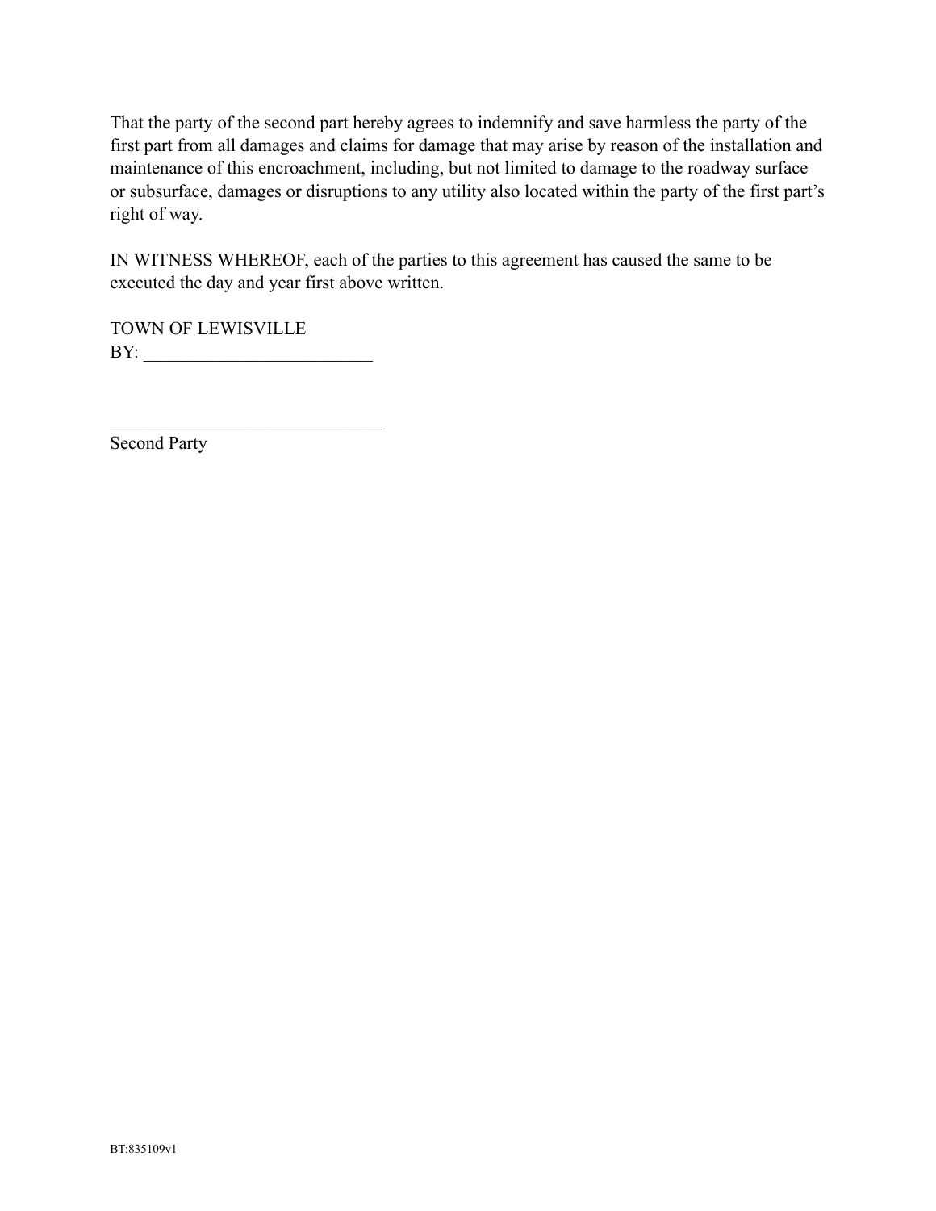That the party of the second part hereby agrees to indemnify and save harmless the party of the first part from all damages and claims for damage that may arise by reason of the installation and maintenance of this encroachment, including, but not limited to damage to the roadway surface or subsurface, damages or disruptions to any utility also located within the party of the first part's right of way.

IN WITNESS WHEREOF, each of the parties to this agreement has caused the same to be executed the day and year first above written.

TOWN OF LEWISVILLE
BY: _________________________

______________________________
Second Party

BT:835109v1